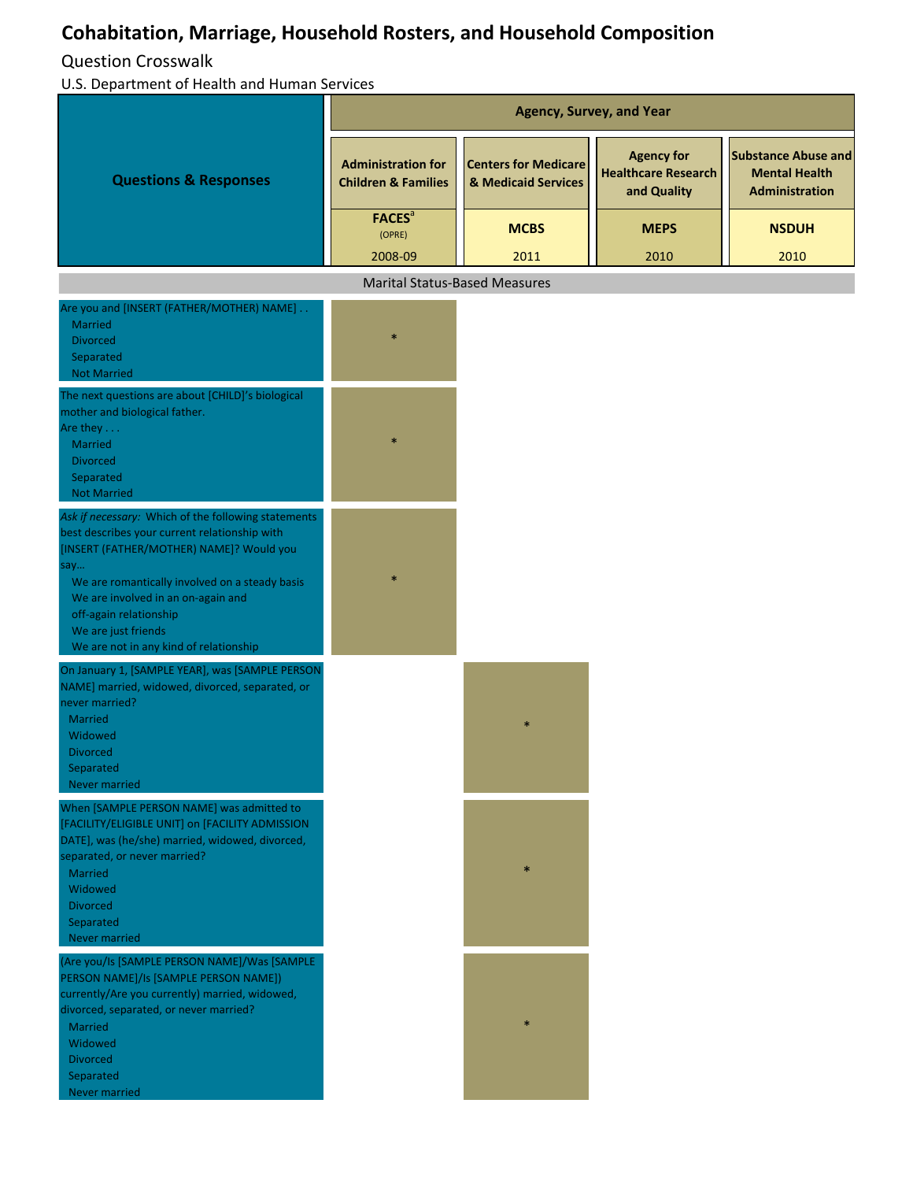# Cohabitation, Marriage, Household Rosters, and Household Composition

Question Crosswalk

U.S. Department of Health and Human Services

| Questions & Responses | Agency, Survey, and Year | | | |
|---|---|---|---|---|
| | Administration for Children & Families | Centers for Medicare & Medicaid Services | Agency for Healthcare Research and Quality | Substance Abuse and Mental Health Administration |
| | FACES[a] (OPRE) 2008-09 | MCBS 2011 | MEPS 2010 | NSDUH 2010 |
| **Marital Status-Based Measures** | | | | |
| Are you and [INSERT (FATHER/MOTHER) NAME] . . <br> Married <br> Divorced <br> Separated <br> Not Married | * | | | |
| The next questions are about [CHILD]'s biological mother and biological father. <br> Are they . . . <br> Married <br> Divorced <br> Separated <br> Not Married | * | | | |
| *Ask if necessary:* Which of the following statements best describes your current relationship with [INSERT (FATHER/MOTHER) NAME]? Would you say… <br> We are romantically involved on a steady basis <br> We are involved in an on-again and off-again relationship <br> We are just friends <br> We are not in any kind of relationship | * | | | |
| On January 1, [SAMPLE YEAR], was [SAMPLE PERSON NAME] married, widowed, divorced, separated, or never married? <br> Married <br> Widowed <br> Divorced <br> Separated <br> Never married | | * | | |
| When [SAMPLE PERSON NAME] was admitted to [FACILITY/ELIGIBLE UNIT] on [FACILITY ADMISSION DATE], was (he/she) married, widowed, divorced, separated, or never married? <br> Married <br> Widowed <br> Divorced <br> Separated <br> Never married | | * | | |
| (Are you/Is [SAMPLE PERSON NAME]/Was [SAMPLE PERSON NAME]/Is [SAMPLE PERSON NAME]) currently/Are you currently) married, widowed, divorced, separated, or never married? <br> Married <br> Widowed <br> Divorced <br> Separated <br> Never married | | * | | |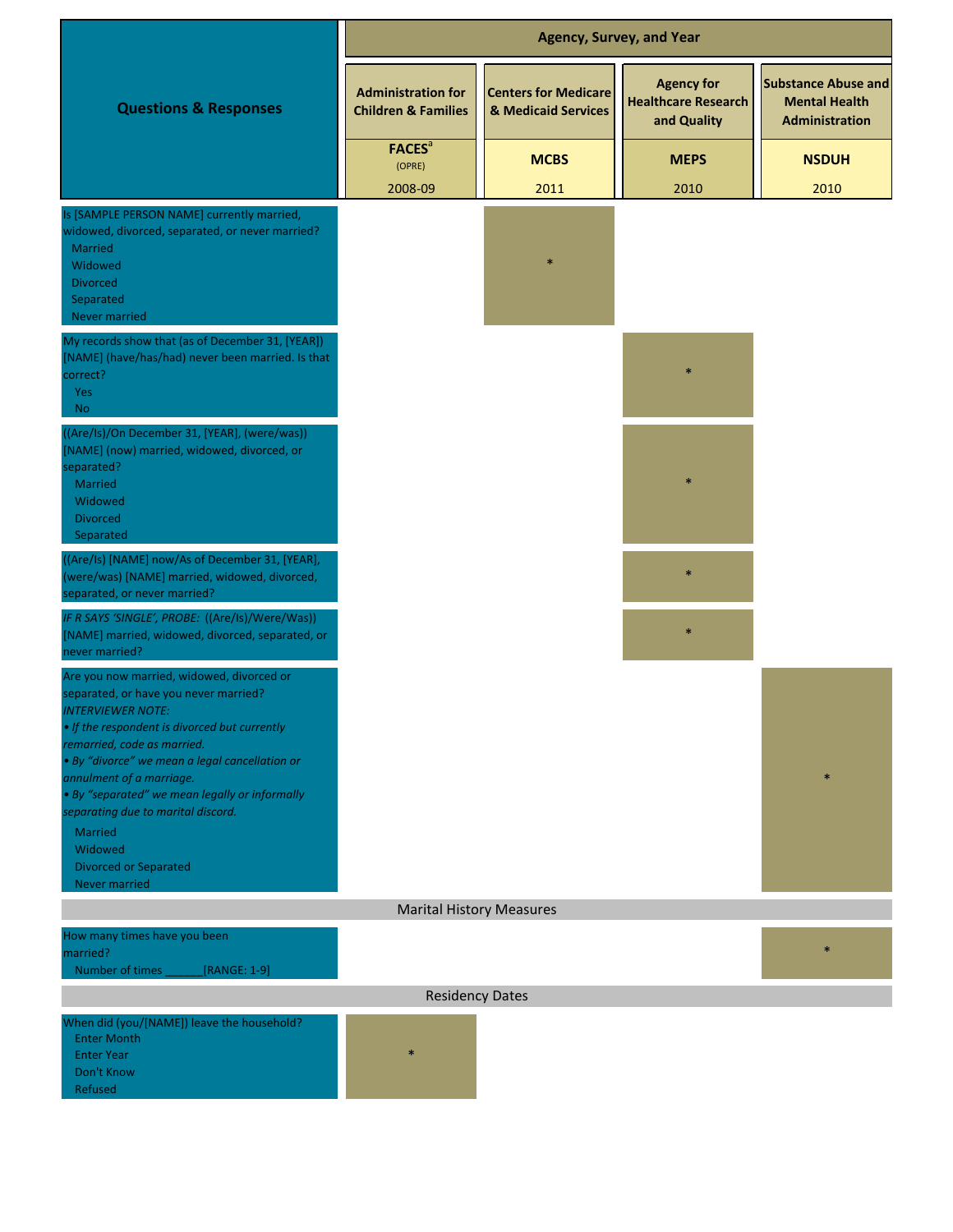| Questions & Responses | Agency, Survey, and Year | | | |
|---|---|---|---|---|
| | Administration for Children & Families | Centers for Medicare & Medicaid Services | Agency for Healthcare Research and Quality | Substance Abuse and Mental Health Administration |
| | FACES[a] (OPRE) 2008-09 | MCBS 2011 | MEPS 2010 | NSDUH 2010 |
| Is [SAMPLE PERSON NAME] currently married, widowed, divorced, separated, or never married?<br>Married<br>Widowed<br>Divorced<br>Separated<br>Never married | | * | | |
| My records show that (as of December 31, [YEAR]) [NAME] (have/has/had) never been married. Is that correct?<br>Yes<br>No | | | * | |
| ((Are/Is)/On December 31, [YEAR], (were/was)) [NAME] (now) married, widowed, divorced, or separated?<br>Married<br>Widowed<br>Divorced<br>Separated | | | * | |
| ((Are/Is) [NAME] now/As of December 31, [YEAR], (were/was) [NAME] married, widowed, divorced, separated, or never married? | | | * | |
| *IF R SAYS 'SINGLE', PROBE:* ((Are/Is)/Were/Was)) [NAME] married, widowed, divorced, separated, or never married? | | | * | |
| Are you now married, widowed, divorced or separated, or have you never married?<br>*INTERVIEWER NOTE:*<br>*• If the respondent is divorced but currently remarried, code as married.*<br>*• By "divorce" we mean a legal cancellation or annulment of a marriage.*<br>*• By "separated" we mean legally or informally separating due to marital discord.*<br>Married<br>Widowed<br>Divorced or Separated<br>Never married | | | | * |
| **Marital History Measures** | | | | |
| How many times have you been married?<br>Number of times ______[RANGE: 1-9] | | | | * |
| **Residency Dates** | | | | |
| When did (you/[NAME]) leave the household?<br>Enter Month<br>Enter Year<br>Don't Know<br>Refused | * | | | |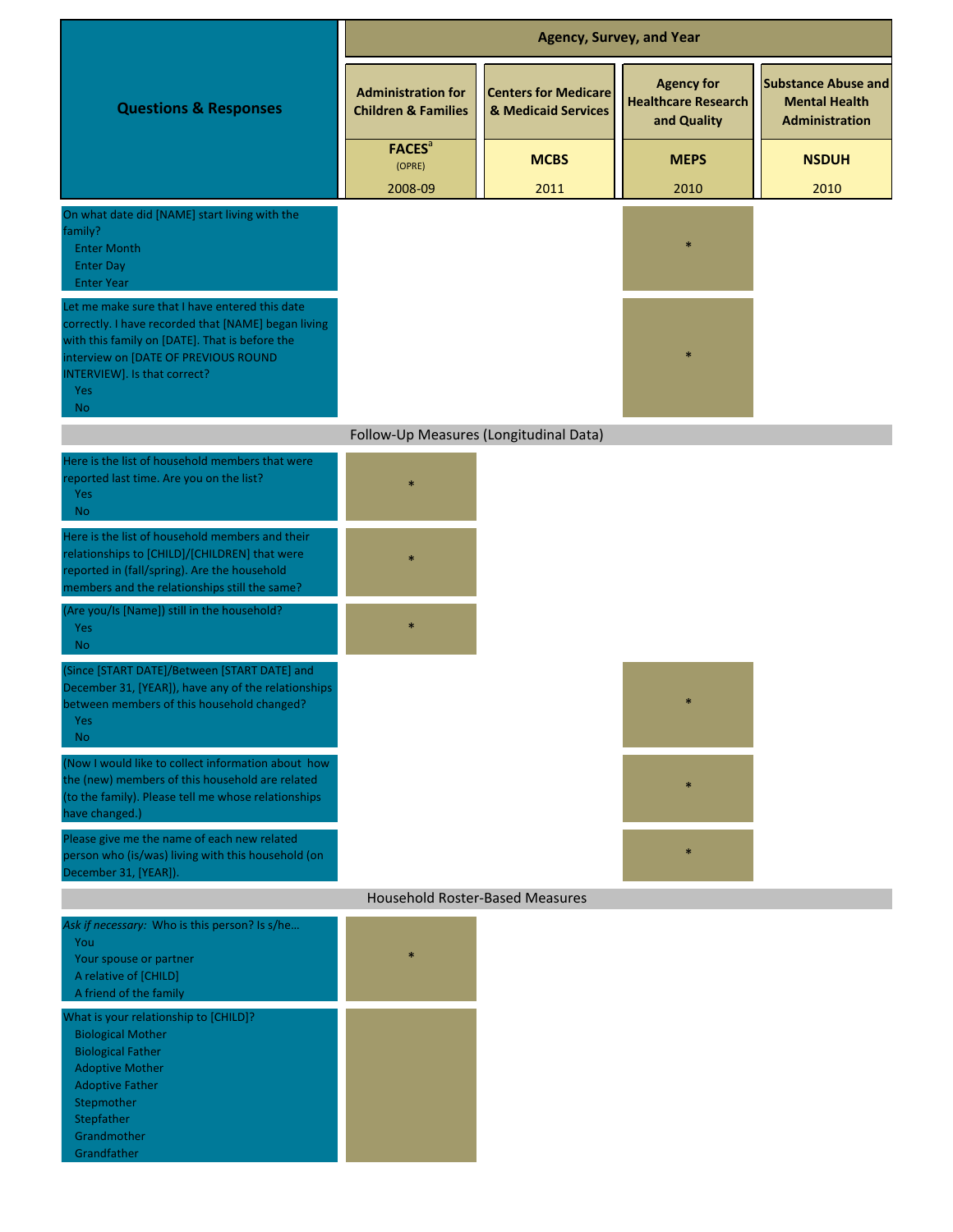| Questions & Responses | Agency, Survey, and Year | | | |
|---|---|---|---|---|
| | Administration for Children & Families | Centers for Medicare & Medicaid Services | Agency for Healthcare Research and Quality | Substance Abuse and Mental Health Administration |
| | FACES[a] (OPRE) 2008-09 | MCBS 2011 | MEPS 2010 | NSDUH 2010 |
| On what date did [NAME] start living with the family?<br>Enter Month<br>Enter Day<br>Enter Year | | | * | |
| Let me make sure that I have entered this date correctly. I have recorded that [NAME] began living with this family on [DATE]. That is before the interview on [DATE OF PREVIOUS ROUND INTERVIEW]. Is that correct?<br>Yes<br>No | | | * | |
| **Follow-Up Measures (Longitudinal Data)** | | | | |
| Here is the list of household members that were reported last time. Are you on the list?<br>Yes<br>No | * | | | |
| Here is the list of household members and their relationships to [CHILD]/[CHILDREN] that were reported in (fall/spring). Are the household members and the relationships still the same? | * | | | |
| (Are you/Is [Name]) still in the household?<br>Yes<br>No | * | | | |
| (Since [START DATE]/Between [START DATE] and December 31, [YEAR]), have any of the relationships between members of this household changed?<br>Yes<br>No | | | * | |
| (Now I would like to collect information about how the (new) members of this household are related (to the family). Please tell me whose relationships have changed.) | | | * | |
| Please give me the name of each new related person who (is/was) living with this household (on December 31, [YEAR]). | | | * | |
| **Household Roster-Based Measures** | | | | |
| *Ask if necessary:* Who is this person? Is s/he…<br>You<br>Your spouse or partner<br>A relative of [CHILD]<br>A friend of the family | * | | | |
| What is your relationship to [CHILD]?<br>Biological Mother<br>Biological Father<br>Adoptive Mother<br>Adoptive Father<br>Stepmother<br>Stepfather<br>Grandmother<br>Grandfather | | | | |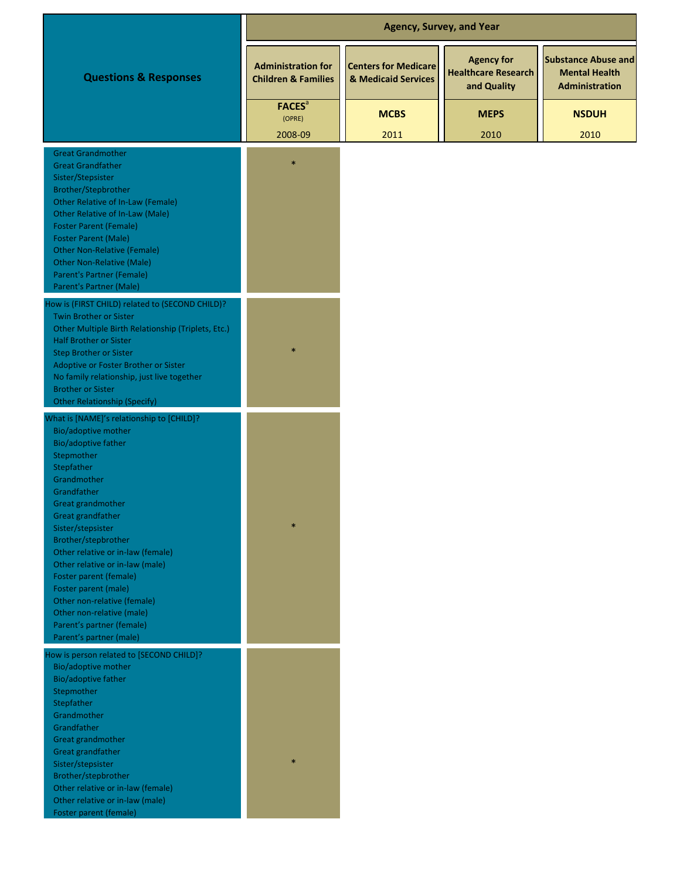| Questions & Responses | Agency, Survey, and Year | | | |
|---|---|---|---|---|
| | Administration for Children & Families | Centers for Medicare & Medicaid Services | Agency for Healthcare Research and Quality | Substance Abuse and Mental Health Administration |
| | FACES[a] (OPRE) 2008-09 | MCBS 2011 | MEPS 2010 | NSDUH 2010 |
| Great Grandmother<br>Great Grandfather<br>Sister/Stepsister<br>Brother/Stepbrother<br>Other Relative of In-Law (Female)<br>Other Relative of In-Law (Male)<br>Foster Parent (Female)<br>Foster Parent (Male)<br>Other Non-Relative (Female)<br>Other Non-Relative (Male)<br>Parent's Partner (Female)<br>Parent's Partner (Male) | * | | | |
| How is (FIRST CHILD) related to (SECOND CHILD)?<br>Twin Brother or Sister<br>Other Multiple Birth Relationship (Triplets, Etc.)<br>Half Brother or Sister<br>Step Brother or Sister<br>Adoptive or Foster Brother or Sister<br>No family relationship, just live together<br>Brother or Sister<br>Other Relationship (Specify) | * | | | |
| What is [NAME]'s relationship to [CHILD]?<br>Bio/adoptive mother<br>Bio/adoptive father<br>Stepmother<br>Stepfather<br>Grandmother<br>Grandfather<br>Great grandmother<br>Great grandfather<br>Sister/stepsister<br>Brother/stepbrother<br>Other relative or in-law (female)<br>Other relative or in-law (male)<br>Foster parent (female)<br>Foster parent (male)<br>Other non-relative (female)<br>Other non-relative (male)<br>Parent's partner (female)<br>Parent's partner (male) | * | | | |
| How is person related to [SECOND CHILD]?<br>Bio/adoptive mother<br>Bio/adoptive father<br>Stepmother<br>Stepfather<br>Grandmother<br>Grandfather<br>Great grandmother<br>Great grandfather<br>Sister/stepsister<br>Brother/stepbrother<br>Other relative or in-law (female)<br>Other relative or in-law (male)<br>Foster parent (female) | * | | | |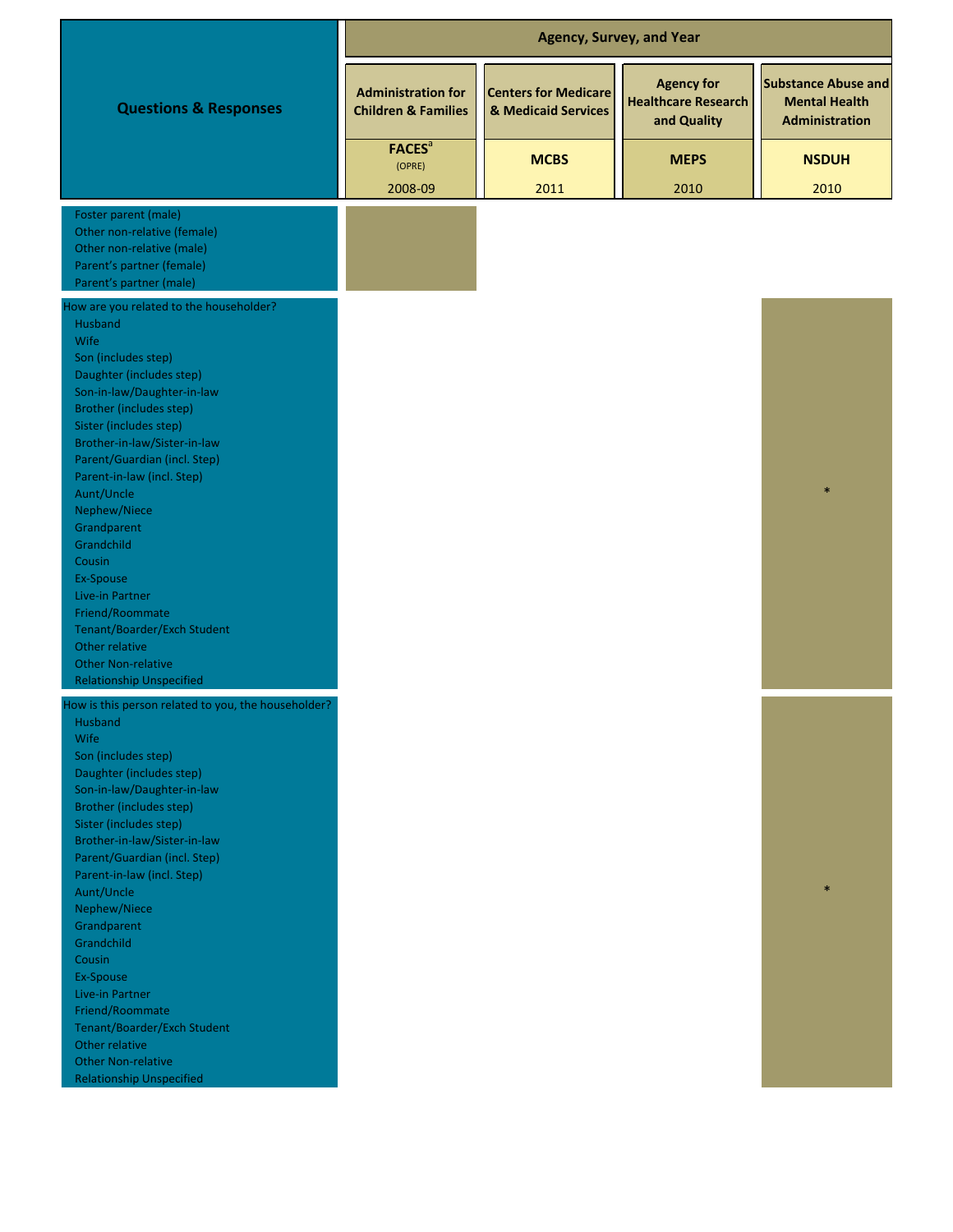| Questions & Responses | Agency, Survey, and Year | | | |
|---|---|---|---|---|
| | Administration for Children & Families | Centers for Medicare & Medicaid Services | Agency for Healthcare Research and Quality | Substance Abuse and Mental Health Administration |
| | FACES[a] (OPRE) 2008-09 | MCBS 2011 | MEPS 2010 | NSDUH 2010 |
| Foster parent (male)<br>Other non-relative (female)<br>Other non-relative (male)<br>Parent's partner (female)<br>Parent's partner (male) | | | | |
| How are you related to the householder?<br>Husband<br>Wife<br>Son (includes step)<br>Daughter (includes step)<br>Son-in-law/Daughter-in-law<br>Brother (includes step)<br>Sister (includes step)<br>Brother-in-law/Sister-in-law<br>Parent/Guardian (incl. Step)<br>Parent-in-law (incl. Step)<br>Aunt/Uncle<br>Nephew/Niece<br>Grandparent<br>Grandchild<br>Cousin<br>Ex-Spouse<br>Live-in Partner<br>Friend/Roommate<br>Tenant/Boarder/Exch Student<br>Other relative<br>Other Non-relative<br>Relationship Unspecified | | | | * |
| How is this person related to you, the householder?<br>Husband<br>Wife<br>Son (includes step)<br>Daughter (includes step)<br>Son-in-law/Daughter-in-law<br>Brother (includes step)<br>Sister (includes step)<br>Brother-in-law/Sister-in-law<br>Parent/Guardian (incl. Step)<br>Parent-in-law (incl. Step)<br>Aunt/Uncle<br>Nephew/Niece<br>Grandparent<br>Grandchild<br>Cousin<br>Ex-Spouse<br>Live-in Partner<br>Friend/Roommate<br>Tenant/Boarder/Exch Student<br>Other relative<br>Other Non-relative<br>Relationship Unspecified | | | | * |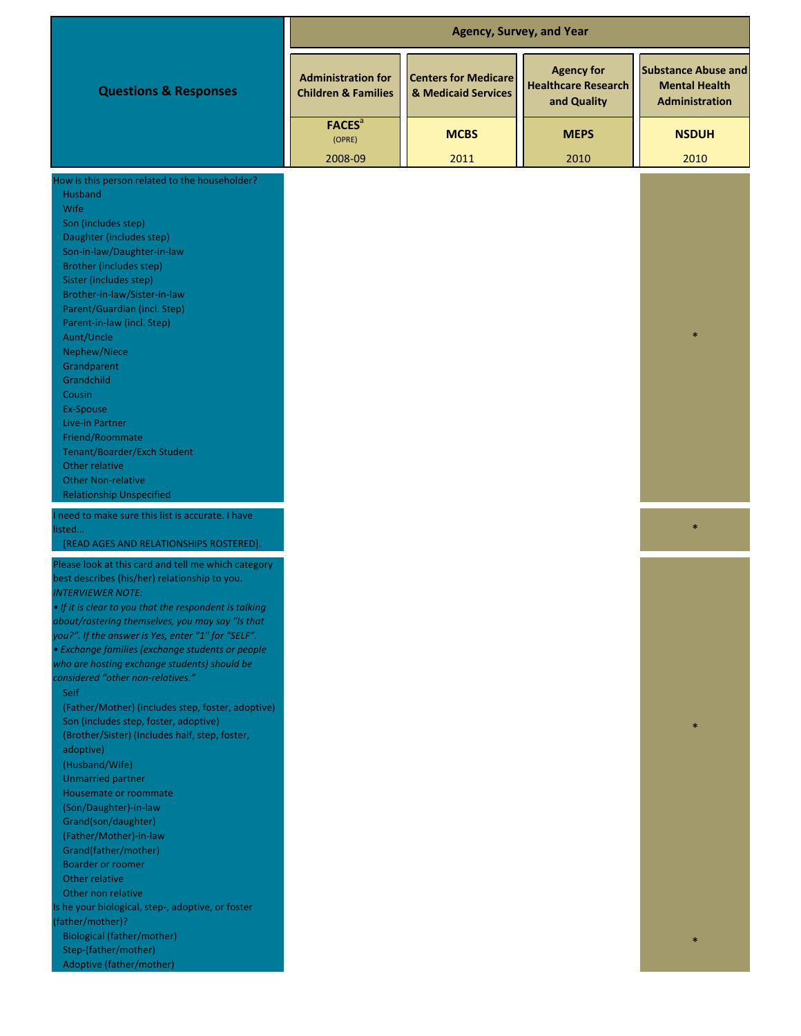| Questions & Responses | Agency, Survey, and Year | | | |
|---|---|---|---|---|
| | Administration for Children & Families | Centers for Medicare & Medicaid Services | Agency for Healthcare Research and Quality | Substance Abuse and Mental Health Administration |
| | FACES[a] (OPRE) 2008-09 | MCBS 2011 | MEPS 2010 | NSDUH 2010 |
| How is this person related to the householder?<br>Husband<br>Wife<br>Son (includes step)<br>Daughter (includes step)<br>Son-in-law/Daughter-in-law<br>Brother (includes step)<br>Sister (includes step)<br>Brother-in-law/Sister-in-law<br>Parent/Guardian (incl. Step)<br>Parent-in-law (incl. Step)<br>Aunt/Uncle<br>Nephew/Niece<br>Grandparent<br>Grandchild<br>Cousin<br>Ex-Spouse<br>Live-in Partner<br>Friend/Roommate<br>Tenant/Boarder/Exch Student<br>Other relative<br>Other Non-relative<br>Relationship Unspecified | | | | * |
| I need to make sure this list is accurate. I have listed...<br>[READ AGES AND RELATIONSHIPS ROSTERED]. | | | | * |
| Please look at this card and tell me which category best describes (his/her) relationship to you.<br>*INTERVIEWER NOTE:*<br>*• If it is clear to you that the respondent is talking about/rostering themselves, you may say "Is that you?". If the answer is Yes, enter "1" for "SELF".*<br>*• Exchange families (exchange students or people who are hosting exchange students) should be considered "other non-relatives."*<br>Self<br>(Father/Mother) (includes step, foster, adoptive)<br>Son (includes step, foster, adoptive)<br>(Brother/Sister) (Includes half, step, foster, adoptive)<br>(Husband/Wife)<br>Unmarried partner<br>Housemate or roommate<br>(Son/Daughter)-in-law<br>Grand(son/daughter)<br>(Father/Mother)-in-law<br>Grand(father/mother)<br>Boarder or roomer<br>Other relative<br>Other non relative | | | | * |
| Is he your biological, step-, adoptive, or foster (father/mother)?<br>Biological (father/mother)<br>Step-(father/mother)<br>Adoptive (father/mother) | | | | * |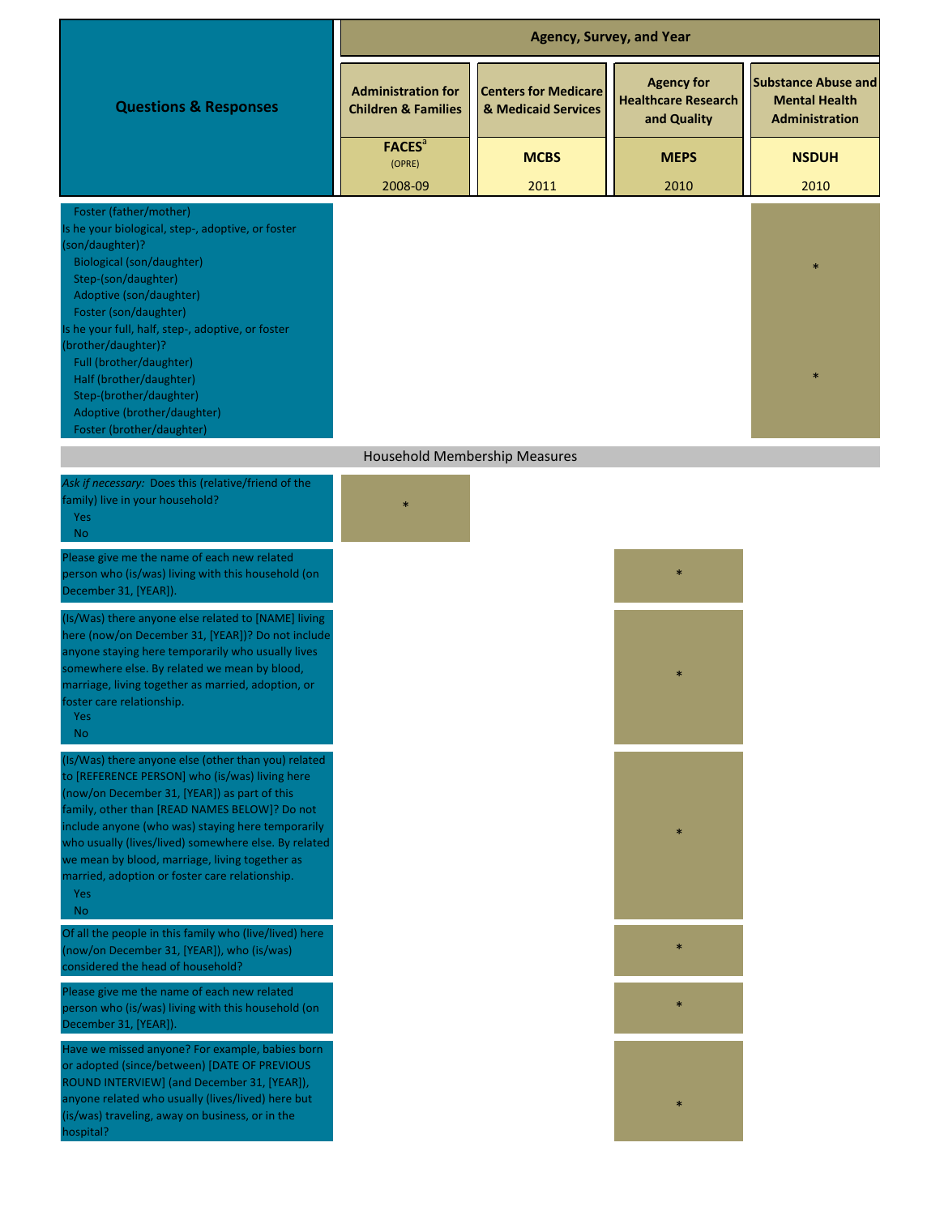| Questions & Responses | Agency, Survey, and Year | | | |
|---|---|---|---|---|
| | Administration for Children & Families | Centers for Medicare & Medicaid Services | Agency for Healthcare Research and Quality | Substance Abuse and Mental Health Administration |
| | FACES[a] (OPRE) 2008-09 | MCBS 2011 | MEPS 2010 | NSDUH 2010 |
| Foster (father/mother) | | | | |
| Is he your biological, step-, adoptive, or foster (son/daughter)?<br>Biological (son/daughter)<br>Step-(son/daughter)<br>Adoptive (son/daughter)<br>Foster (son/daughter) | | | | * |
| Is he your full, half, step-, adoptive, or foster (brother/daughter)?<br>Full (brother/daughter)<br>Half (brother/daughter)<br>Step-(brother/daughter)<br>Adoptive (brother/daughter)<br>Foster (brother/daughter) | | | | * |
| **Household Membership Measures** | | | | |
| *Ask if necessary:* Does this (relative/friend of the family) live in your household?<br>Yes<br>No | * | | | |
| Please give me the name of each new related person who (is/was) living with this household (on December 31, [YEAR]). | | | * | |
| (Is/Was) there anyone else related to [NAME] living here (now/on December 31, [YEAR])? Do not include anyone staying here temporarily who usually lives somewhere else. By related we mean by blood, marriage, living together as married, adoption, or foster care relationship.<br>Yes<br>No | | | * | |
| (Is/Was) there anyone else (other than you) related to [REFERENCE PERSON] who (is/was) living here (now/on December 31, [YEAR]) as part of this family, other than [READ NAMES BELOW]? Do not include anyone (who was) staying here temporarily who usually (lives/lived) somewhere else. By related we mean by blood, marriage, living together as married, adoption or foster care relationship.<br>Yes<br>No | | | * | |
| Of all the people in this family who (live/lived) here (now/on December 31, [YEAR]), who (is/was) considered the head of household? | | | * | |
| Please give me the name of each new related person who (is/was) living with this household (on December 31, [YEAR]). | | | * | |
| Have we missed anyone? For example, babies born or adopted (since/between) [DATE OF PREVIOUS ROUND INTERVIEW] (and December 31, [YEAR]), anyone related who usually (lives/lived) here but (is/was) traveling, away on business, or in the hospital? | | | * | |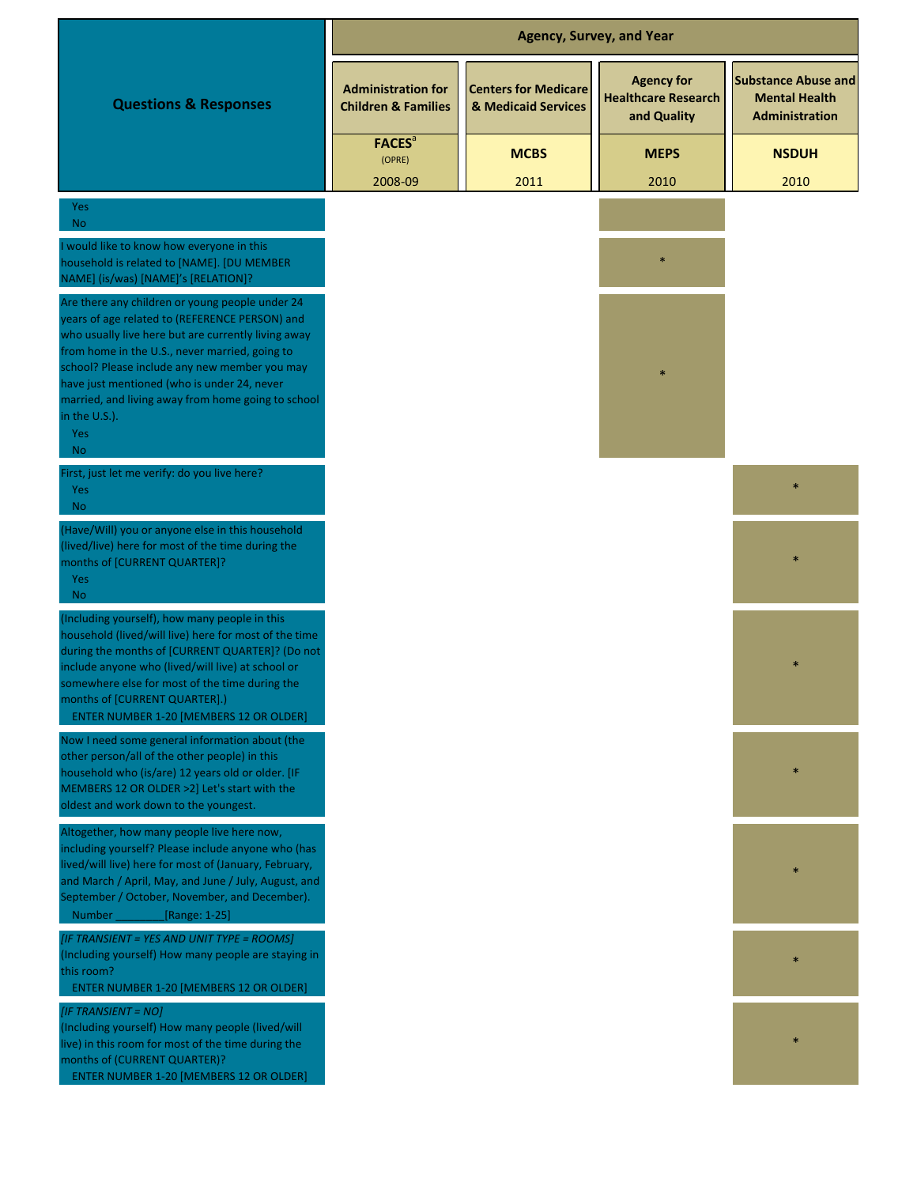| Questions & Responses | Agency, Survey, and Year | | | |
|---|---|---|---|---|
| | Administration for Children & Families | Centers for Medicare & Medicaid Services | Agency for Healthcare Research and Quality | Substance Abuse and Mental Health Administration |
| | FACES[a] (OPRE) 2008-09 | MCBS 2011 | MEPS 2010 | NSDUH 2010 |
| Yes<br>No | | | | |
| I would like to know how everyone in this household is related to [NAME]. [DU MEMBER NAME] (is/was) [NAME]'s [RELATION]? | | | * | |
| Are there any children or young people under 24 years of age related to (REFERENCE PERSON) and who usually live here but are currently living away from home in the U.S., never married, going to school? Please include any new member you may have just mentioned (who is under 24, never married, and living away from home going to school in the U.S.).<br>Yes<br>No | | | * | |
| First, just let me verify: do you live here?<br>Yes<br>No | | | | * |
| (Have/Will) you or anyone else in this household (lived/live) here for most of the time during the months of [CURRENT QUARTER]?<br>Yes<br>No | | | | * |
| (Including yourself), how many people in this household (lived/will live) here for most of the time during the months of [CURRENT QUARTER]? (Do not include anyone who (lived/will live) at school or somewhere else for most of the time during the months of [CURRENT QUARTER].)<br>ENTER NUMBER 1-20 [MEMBERS 12 OR OLDER] | | | | * |
| Now I need some general information about (the other person/all of the other people) in this household who (is/are) 12 years old or older. [IF MEMBERS 12 OR OLDER >2] Let's start with the oldest and work down to the youngest. | | | | * |
| Altogether, how many people live here now, including yourself? Please include anyone who (has lived/will live) here for most of (January, February, and March / April, May, and June / July, August, and September / October, November, and December).<br>Number ________[Range: 1-25] | | | | * |
| *[IF TRANSIENT = YES AND UNIT TYPE = ROOMS]*<br>(Including yourself) How many people are staying in this room?<br>ENTER NUMBER 1-20 [MEMBERS 12 OR OLDER] | | | | * |
| *[IF TRANSIENT = NO]*<br>(Including yourself) How many people (lived/will live) in this room for most of the time during the months of (CURRENT QUARTER)?<br>ENTER NUMBER 1-20 [MEMBERS 12 OR OLDER] | | | | * |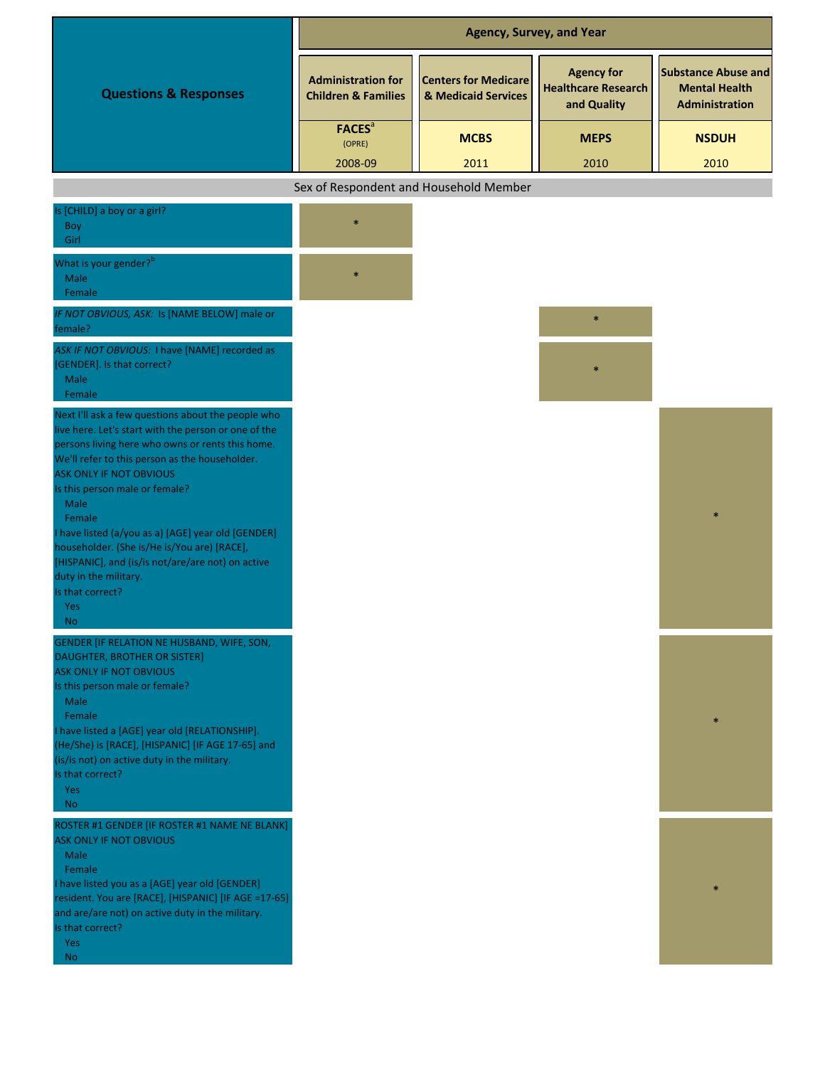| Questions & Responses | Agency, Survey, and Year | | | |
|---|---|---|---|---|
| | Administration for Children & Families | Centers for Medicare & Medicaid Services | Agency for Healthcare Research and Quality | Substance Abuse and Mental Health Administration |
| | FACES[a] (OPRE) 2008-09 | MCBS 2011 | MEPS 2010 | NSDUH 2010 |
| **Sex of Respondent and Household Member** | | | | |
| Is [CHILD] a boy or a girl?<br>Boy<br>Girl | * | | | |
| What is your gender?[b]<br>Male<br>Female | * | | | |
| *IF NOT OBVIOUS, ASK:* Is [NAME BELOW] male or female? | | | * | |
| *ASK IF NOT OBVIOUS:* I have [NAME] recorded as [GENDER]. Is that correct?<br>Male<br>Female | | | * | |
| Next I'll ask a few questions about the people who live here. Let's start with the person or one of the persons living here who owns or rents this home. We'll refer to this person as the householder.<br>ASK ONLY IF NOT OBVIOUS<br>Is this person male or female?<br>Male<br>Female<br>I have listed (a/you as a) [AGE] year old [GENDER] householder. (She is/He is/You are) [RACE], [HISPANIC], and (is/is not/are/are not) on active duty in the military.<br>Is that correct?<br>Yes<br>No | | | | * |
| GENDER [IF RELATION NE HUSBAND, WIFE, SON, DAUGHTER, BROTHER OR SISTER]<br>ASK ONLY IF NOT OBVIOUS<br>Is this person male or female?<br>Male<br>Female<br>I have listed a [AGE] year old [RELATIONSHIP]. (He/She) is [RACE], [HISPANIC] [IF AGE 17-65] and (is/is not) on active duty in the military.<br>Is that correct?<br>Yes<br>No | | | | * |
| ROSTER #1 GENDER [IF ROSTER #1 NAME NE BLANK]<br>ASK ONLY IF NOT OBVIOUS<br>Male<br>Female<br>I have listed you as a [AGE] year old [GENDER] resident. You are [RACE], [HISPANIC] [IF AGE =17-65] and are/are not) on active duty in the military.<br>Is that correct?<br>Yes<br>No | | | | * |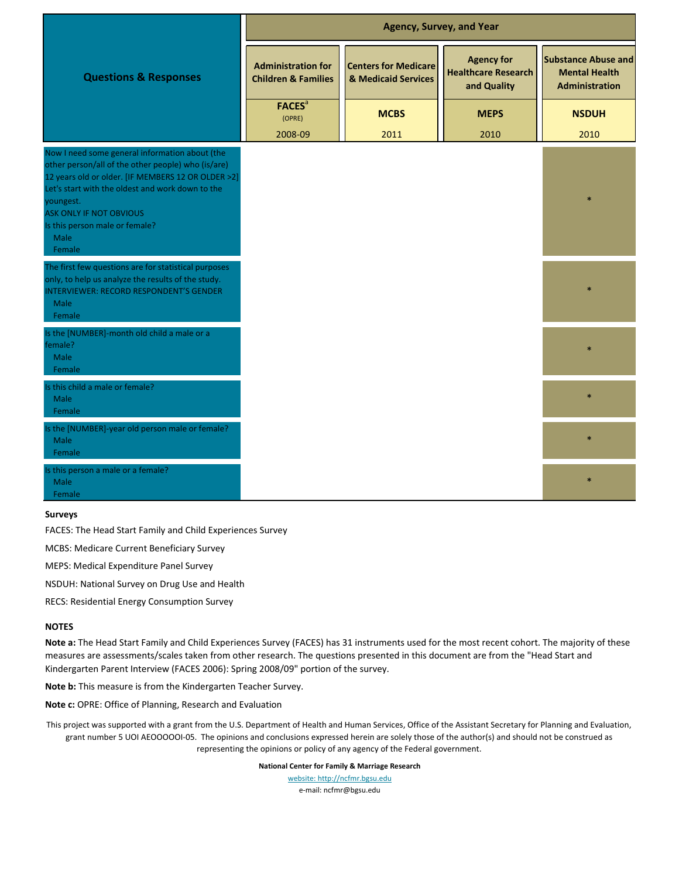| Questions & Responses | Agency, Survey, and Year | | | |
|---|---|---|---|---|
| | Administration for Children & Families | Centers for Medicare & Medicaid Services | Agency for Healthcare Research and Quality | Substance Abuse and Mental Health Administration |
| | FACES[a] (OPRE) 2008-09 | MCBS 2011 | MEPS 2010 | NSDUH 2010 |
| Now I need some general information about (the other person/all of the other people) who (is/are) 12 years old or older. [IF MEMBERS 12 OR OLDER >2] Let's start with the oldest and work down to the youngest. ASK ONLY IF NOT OBVIOUS Is this person male or female? Male Female | | | | * |
| The first few questions are for statistical purposes only, to help us analyze the results of the study. INTERVIEWER: RECORD RESPONDENT'S GENDER Male Female | | | | * |
| Is the [NUMBER]-month old child a male or a female? Male Female | | | | * |
| Is this child a male or female? Male Female | | | | * |
| Is the [NUMBER]-year old person male or female? Male Female | | | | * |
| Is this person a male or a female? Male Female | | | | * |

**Surveys**

FACES: The Head Start Family and Child Experiences Survey

MCBS: Medicare Current Beneficiary Survey

MEPS: Medical Expenditure Panel Survey

NSDUH: National Survey on Drug Use and Health

RECS: Residential Energy Consumption Survey

**NOTES**

**Note a:** The Head Start Family and Child Experiences Survey (FACES) has 31 instruments used for the most recent cohort. The majority of these measures are assessments/scales taken from other research. The questions presented in this document are from the "Head Start and Kindergarten Parent Interview (FACES 2006): Spring 2008/09" portion of the survey.

**Note b:** This measure is from the Kindergarten Teacher Survey.

**Note c:** OPRE: Office of Planning, Research and Evaluation

This project was supported with a grant from the U.S. Department of Health and Human Services, Office of the Assistant Secretary for Planning and Evaluation, grant number 5 UOI AEOOOOOI-05. The opinions and conclusions expressed herein are solely those of the author(s) and should not be construed as representing the opinions or policy of any agency of the Federal government.

**National Center for Family & Marriage Research**

website: http://ncfmr.bgsu.edu

e-mail: ncfmr@bgsu.edu